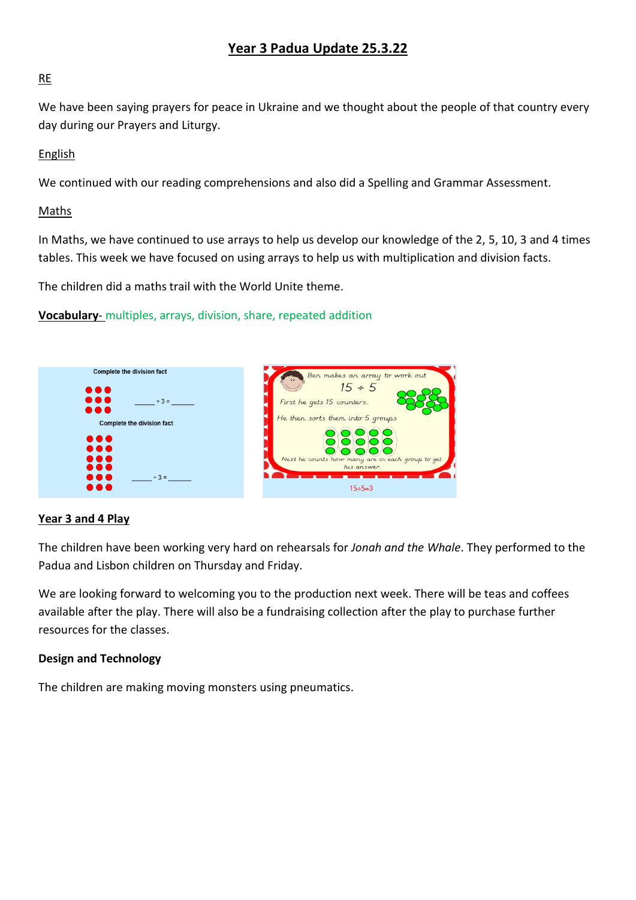# Year 3 Padua Update 25.3.22

## RE

We have been saying prayers for peace in Ukraine and we thought about the people of that country every day during our Prayers and Liturgy.

## English

We continued with our reading comprehensions and also did a Spelling and Grammar Assessment.

## Maths

In Maths, we have continued to use arrays to help us develop our knowledge of the 2, 5, 10, 3 and 4 times tables. This week we have focused on using arrays to help us with multiplication and division facts.

The children did a maths trail with the World Unite theme.

**Vocabulary-** multiples, arrays, division, share, repeated addition

Complete the division fact

_____ ÷ 3 = _____

Complete the division fact

_____ ÷ 3 = _____

Ben makes an array to work out

15 ÷ 5

First he gets 15 counters.

He then sorts them into 5 groups

Next he counts how many are in each group to get his answer.

15÷5=3

## Year 3 and 4 Play

The children have been working very hard on rehearsals for *Jonah and the Whale*. They performed to the Padua and Lisbon children on Thursday and Friday.

We are looking forward to welcoming you to the production next week. There will be teas and coffees available after the play. There will also be a fundraising collection after the play to purchase further resources for the classes.

## Design and Technology

The children are making moving monsters using pneumatics.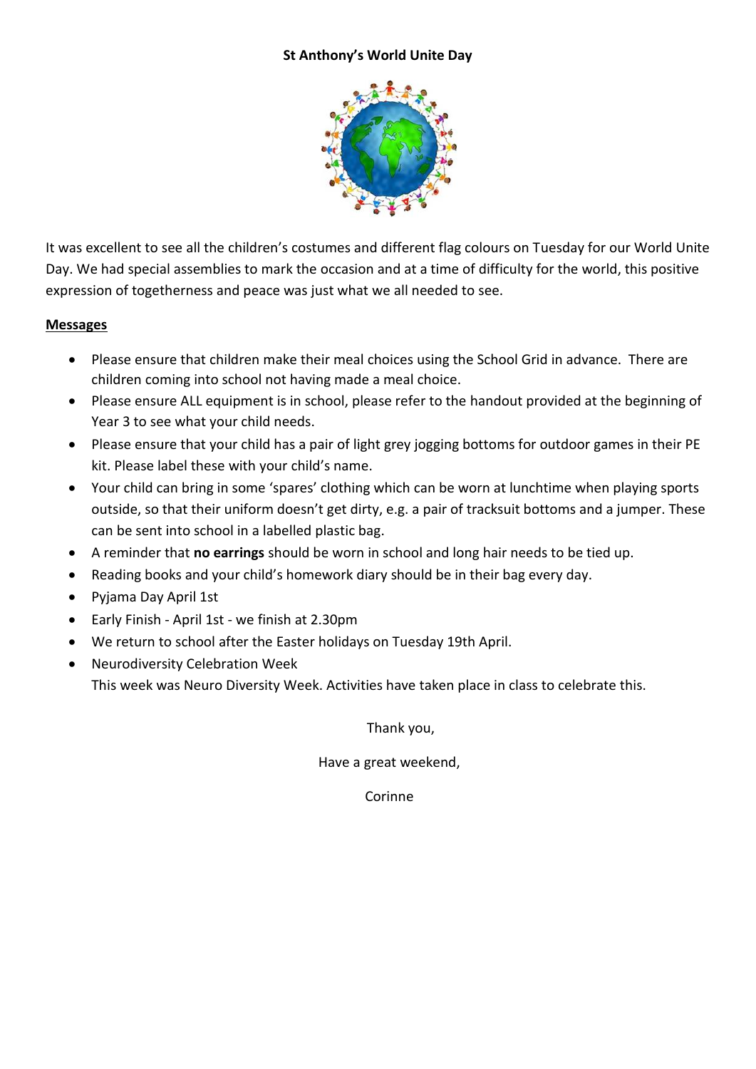**St Anthony's World Unite Day**

It was excellent to see all the children's costumes and different flag colours on Tuesday for our World Unite Day. We had special assemblies to mark the occasion and at a time of difficulty for the world, this positive expression of togetherness and peace was just what we all needed to see.

**Messages**

- Please ensure that children make their meal choices using the School Grid in advance. There are children coming into school not having made a meal choice.
- Please ensure ALL equipment is in school, please refer to the handout provided at the beginning of Year 3 to see what your child needs.
- Please ensure that your child has a pair of light grey jogging bottoms for outdoor games in their PE kit. Please label these with your child's name.
- Your child can bring in some 'spares' clothing which can be worn at lunchtime when playing sports outside, so that their uniform doesn't get dirty, e.g. a pair of tracksuit bottoms and a jumper. These can be sent into school in a labelled plastic bag.
- A reminder that **no earrings** should be worn in school and long hair needs to be tied up.
- Reading books and your child's homework diary should be in their bag every day.
- Pyjama Day April 1st
- Early Finish - April 1st - we finish at 2.30pm
- We return to school after the Easter holidays on Tuesday 19th April.
- Neurodiversity Celebration Week
  This week was Neuro Diversity Week. Activities have taken place in class to celebrate this.

Thank you,

Have a great weekend,

Corinne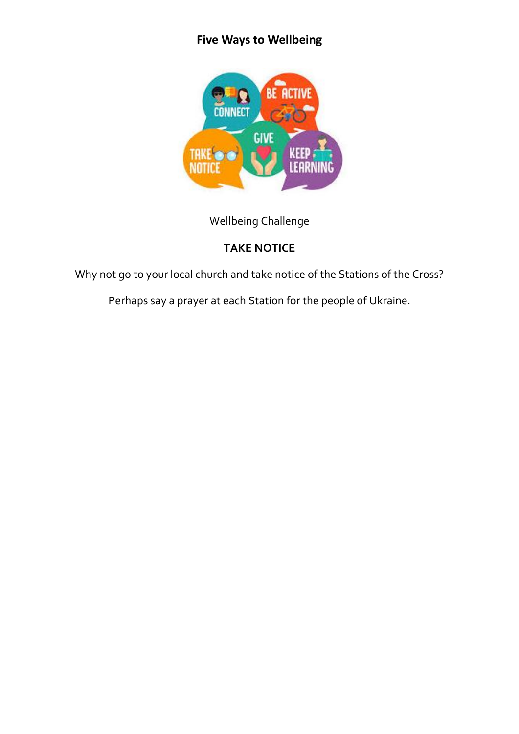# Five Ways to Wellbeing

Wellbeing Challenge

**TAKE NOTICE**

Why not go to your local church and take notice of the Stations of the Cross?

Perhaps say a prayer at each Station for the people of Ukraine.